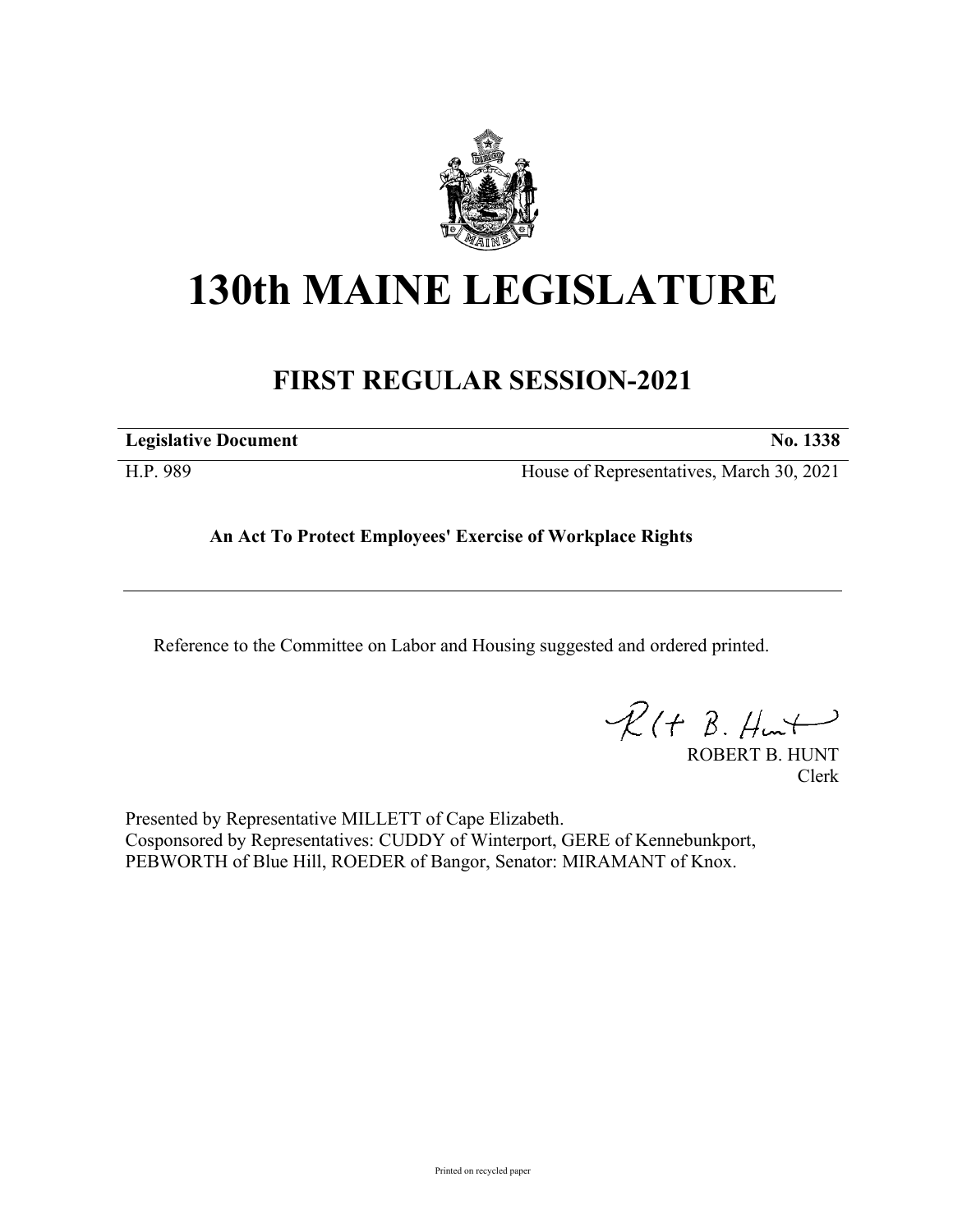# 130th MAINE LEGISLATURE

## FIRST REGULAR SESSION-2021

| **Legislative Document** | **No. 1338** |
|---|---|
| H.P. 989 | House of Representatives, March 30, 2021 |

**An Act To Protect Employees' Exercise of Workplace Rights**

---

Reference to the Committee on Labor and Housing suggested and ordered printed.

ROBERT B. HUNT
Clerk

Presented by Representative MILLETT of Cape Elizabeth.
Cosponsored by Representatives: CUDDY of Winterport, GERE of Kennebunkport, PEBWORTH of Blue Hill, ROEDER of Bangor, Senator: MIRAMANT of Knox.

Printed on recycled paper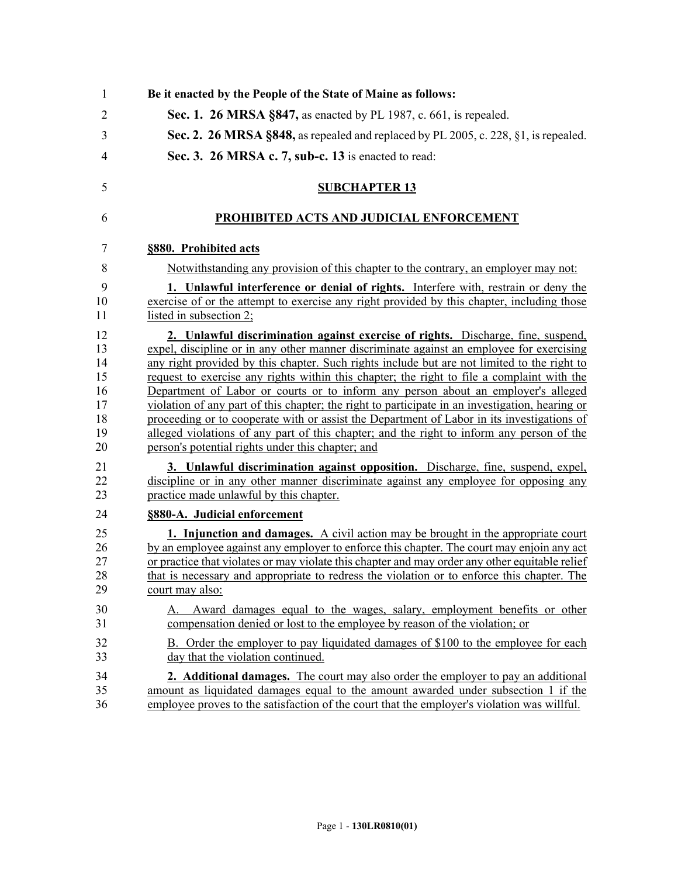**Be it enacted by the People of the State of Maine as follows:**

**Sec. 1. 26 MRSA §847,** as enacted by PL 1987, c. 661, is repealed.

**Sec. 2. 26 MRSA §848,** as repealed and replaced by PL 2005, c. 228, §1, is repealed.

**Sec. 3. 26 MRSA c. 7, sub-c. 13** is enacted to read:

## SUBCHAPTER 13

## PROHIBITED ACTS AND JUDICIAL ENFORCEMENT

**§880. Prohibited acts**

Notwithstanding any provision of this chapter to the contrary, an employer may not:

**1. Unlawful interference or denial of rights.** Interfere with, restrain or deny the exercise of or the attempt to exercise any right provided by this chapter, including those listed in subsection 2;

**2. Unlawful discrimination against exercise of rights.** Discharge, fine, suspend, expel, discipline or in any other manner discriminate against an employee for exercising any right provided by this chapter. Such rights include but are not limited to the right to request to exercise any rights within this chapter; the right to file a complaint with the Department of Labor or courts or to inform any person about an employer's alleged violation of any part of this chapter; the right to participate in an investigation, hearing or proceeding or to cooperate with or assist the Department of Labor in its investigations of alleged violations of any part of this chapter; and the right to inform any person of the person's potential rights under this chapter; and

**3. Unlawful discrimination against opposition.** Discharge, fine, suspend, expel, discipline or in any other manner discriminate against any employee for opposing any practice made unlawful by this chapter.

**§880-A. Judicial enforcement**

**1. Injunction and damages.** A civil action may be brought in the appropriate court by an employee against any employer to enforce this chapter. The court may enjoin any act or practice that violates or may violate this chapter and may order any other equitable relief that is necessary and appropriate to redress the violation or to enforce this chapter. The court may also:

A. Award damages equal to the wages, salary, employment benefits or other compensation denied or lost to the employee by reason of the violation; or

B. Order the employer to pay liquidated damages of $100 to the employee for each day that the violation continued.

**2. Additional damages.** The court may also order the employer to pay an additional amount as liquidated damages equal to the amount awarded under subsection 1 if the employee proves to the satisfaction of the court that the employer's violation was willful.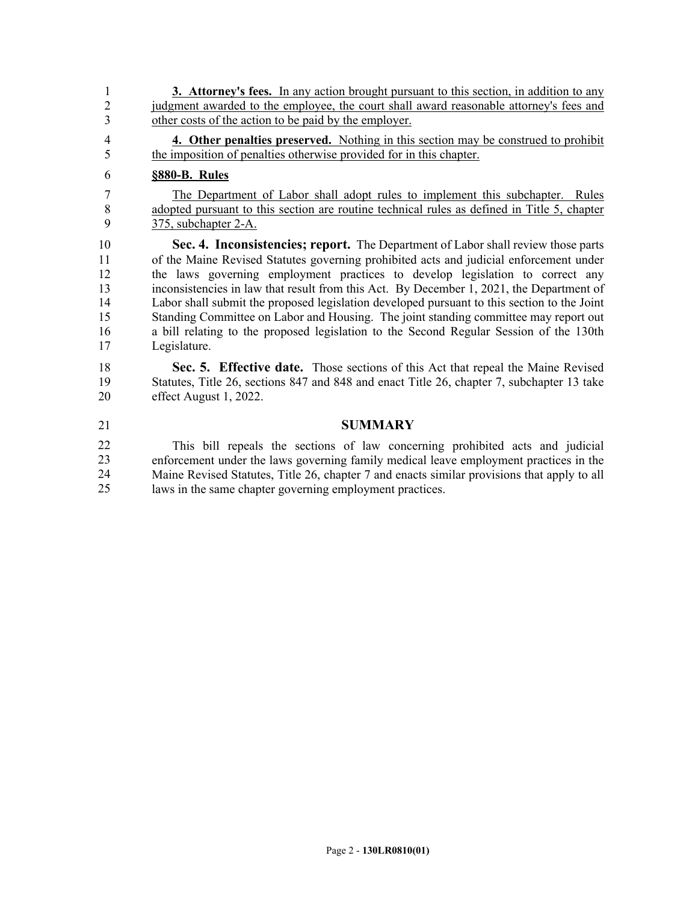**3. Attorney's fees.** In any action brought pursuant to this section, in addition to any judgment awarded to the employee, the court shall award reasonable attorney's fees and other costs of the action to be paid by the employer.

**4. Other penalties preserved.** Nothing in this section may be construed to prohibit the imposition of penalties otherwise provided for in this chapter.

**§880-B. Rules**

The Department of Labor shall adopt rules to implement this subchapter. Rules adopted pursuant to this section are routine technical rules as defined in Title 5, chapter 375, subchapter 2-A.

**Sec. 4. Inconsistencies; report.** The Department of Labor shall review those parts of the Maine Revised Statutes governing prohibited acts and judicial enforcement under the laws governing employment practices to develop legislation to correct any inconsistencies in law that result from this Act. By December 1, 2021, the Department of Labor shall submit the proposed legislation developed pursuant to this section to the Joint Standing Committee on Labor and Housing. The joint standing committee may report out a bill relating to the proposed legislation to the Second Regular Session of the 130th Legislature.

**Sec. 5. Effective date.** Those sections of this Act that repeal the Maine Revised Statutes, Title 26, sections 847 and 848 and enact Title 26, chapter 7, subchapter 13 take effect August 1, 2022.

## SUMMARY

This bill repeals the sections of law concerning prohibited acts and judicial enforcement under the laws governing family medical leave employment practices in the Maine Revised Statutes, Title 26, chapter 7 and enacts similar provisions that apply to all laws in the same chapter governing employment practices.